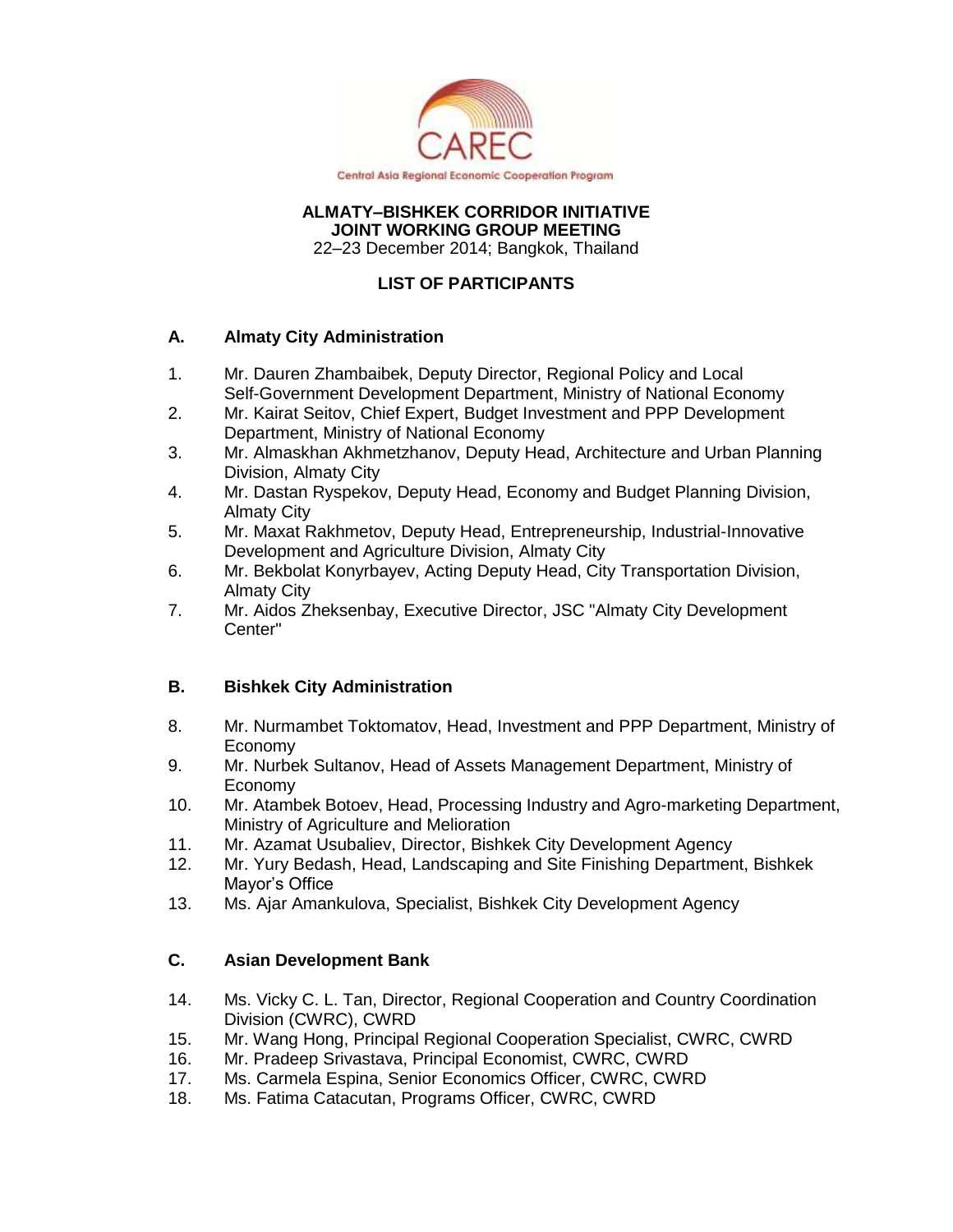CAREC

Central Asia Regional Economic Cooperation Program

**ALMATY–BISHKEK CORRIDOR INITIATIVE**
**JOINT WORKING GROUP MEETING**
22–23 December 2014; Bangkok, Thailand

**LIST OF PARTICIPANTS**

## A. Almaty City Administration

1. Mr. Dauren Zhambaibek, Deputy Director, Regional Policy and Local Self-Government Development Department, Ministry of National Economy
2. Mr. Kairat Seitov, Chief Expert, Budget Investment and PPP Development Department, Ministry of National Economy
3. Mr. Almaskhan Akhmetzhanov, Deputy Head, Architecture and Urban Planning Division, Almaty City
4. Mr. Dastan Ryspekov, Deputy Head, Economy and Budget Planning Division, Almaty City
5. Mr. Maxat Rakhmetov, Deputy Head, Entrepreneurship, Industrial-Innovative Development and Agriculture Division, Almaty City
6. Mr. Bekbolat Konyrbayev, Acting Deputy Head, City Transportation Division, Almaty City
7. Mr. Aidos Zheksenbay, Executive Director, JSC "Almaty City Development Center"

## B. Bishkek City Administration

8. Mr. Nurmambet Toktomatov, Head, Investment and PPP Department, Ministry of Economy
9. Mr. Nurbek Sultanov, Head of Assets Management Department, Ministry of Economy
10. Mr. Atambek Botoev, Head, Processing Industry and Agro-marketing Department, Ministry of Agriculture and Melioration
11. Mr. Azamat Usubaliev, Director, Bishkek City Development Agency
12. Mr. Yury Bedash, Head, Landscaping and Site Finishing Department, Bishkek Mayor's Office
13. Ms. Ajar Amankulova, Specialist, Bishkek City Development Agency

## C. Asian Development Bank

14. Ms. Vicky C. L. Tan, Director, Regional Cooperation and Country Coordination Division (CWRC), CWRD
15. Mr. Wang Hong, Principal Regional Cooperation Specialist, CWRC, CWRD
16. Mr. Pradeep Srivastava, Principal Economist, CWRC, CWRD
17. Ms. Carmela Espina, Senior Economics Officer, CWRC, CWRD
18. Ms. Fatima Catacutan, Programs Officer, CWRC, CWRD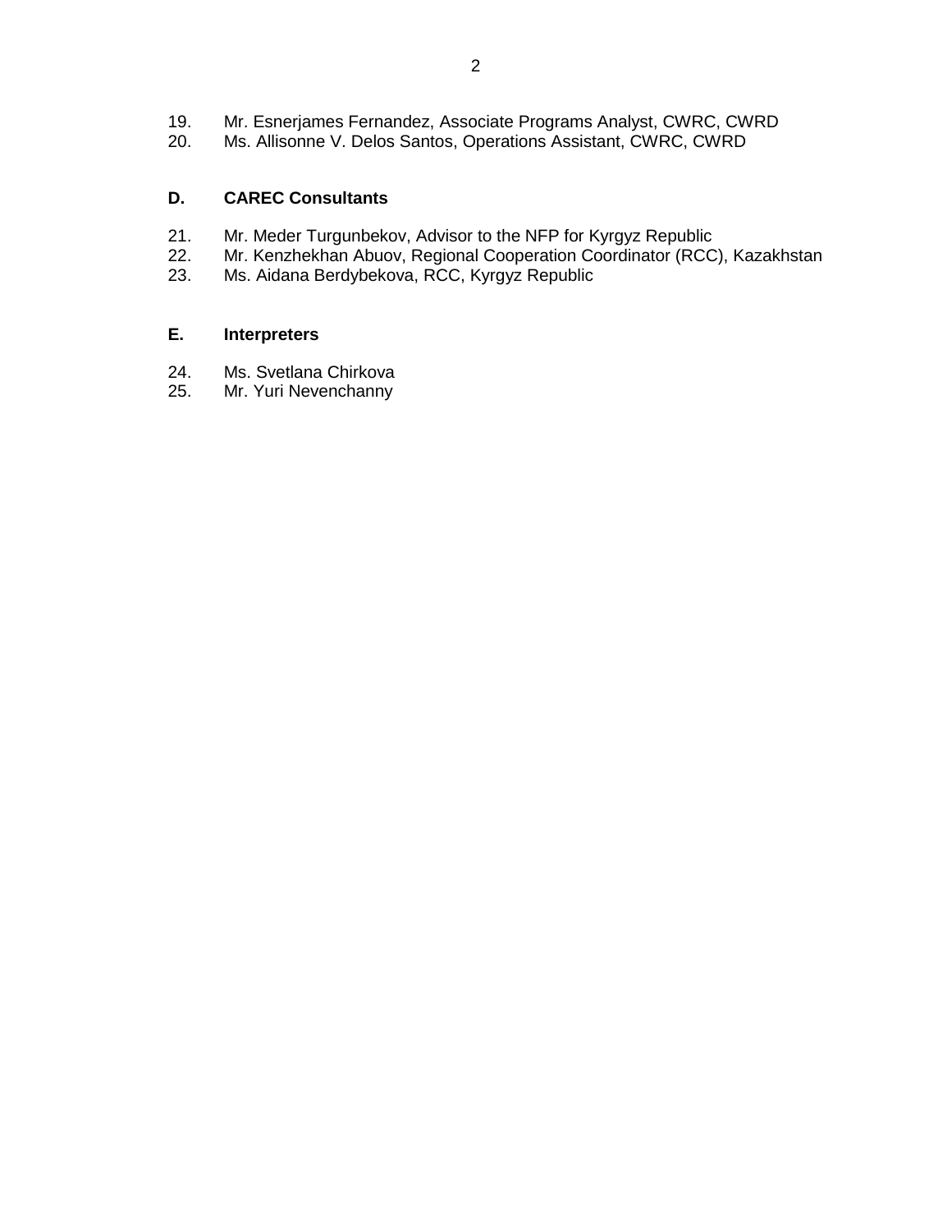19. Mr. Esnerjames Fernandez, Associate Programs Analyst, CWRC, CWRD
20. Ms. Allisonne V. Delos Santos, Operations Assistant, CWRC, CWRD

### D. CAREC Consultants

21. Mr. Meder Turgunbekov, Advisor to the NFP for Kyrgyz Republic
22. Mr. Kenzhekhan Abuov, Regional Cooperation Coordinator (RCC), Kazakhstan
23. Ms. Aidana Berdybekova, RCC, Kyrgyz Republic

### E. Interpreters

24. Ms. Svetlana Chirkova
25. Mr. Yuri Nevenchanny